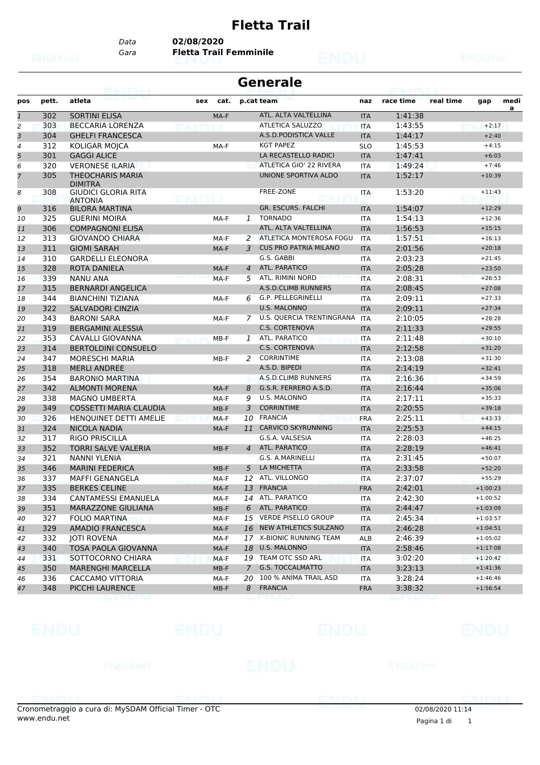# Fletta Trail

Data **02/08/2020**
Gara **Fletta Trail Femminile**

## Generale

| pos | pett. | atleta | sex | cat. | p.cat | team | naz | race time | real time | gap | medi a |
|---|---|---|---|---|---|---|---|---|---|---|---|
| 1 | 302 | SORTINI ELISA | | MA-F | | ATL. ALTA VALTELLINA | ITA | 1:41:38 | | | |
| 2 | 303 | BECCARIA LORENZA | | | | ATLETICA SALUZZO | ITA | 1:43:55 | | +2:17 | |
| 3 | 304 | GHELFI FRANCESCA | | | | A.S.D.PODISTICA VALLE | ITA | 1:44:17 | | +2:40 | |
| 4 | 312 | KOLIGAR MOJCA | | MA-F | | KGT PAPEZ | SLO | 1:45:53 | | +4:15 | |
| 5 | 301 | GAGGI ALICE | | | | LA RECASTELLO RADICI | ITA | 1:47:41 | | +6:03 | |
| 6 | 320 | VERONESE ILARIA | | | | ATLETICA GIO' 22 RIVERA | ITA | 1:49:24 | | +7:46 | |
| 7 | 305 | THEOCHARIS MARIA DIMITRA | | | | UNIONE SPORTIVA ALDO | ITA | 1:52:17 | | +10:39 | |
| 8 | 308 | GIUDICI GLORIA RITA ANTONIA | | | | FREE-ZONE | ITA | 1:53:20 | | +11:43 | |
| 9 | 316 | BILORA MARTINA | | | | GR. ESCURS. FALCHI | ITA | 1:54:07 | | +12:29 | |
| 10 | 325 | GUERINI MOIRA | | MA-F | 1 | TORNADO | ITA | 1:54:13 | | +12:36 | |
| 11 | 306 | COMPAGNONI ELISA | | | | ATL. ALTA VALTELLINA | ITA | 1:56:53 | | +15:15 | |
| 12 | 313 | GIOVANDO CHIARA | | MA-F | 2 | ATLETICA MONTEROSA FOGU | ITA | 1:57:51 | | +16:13 | |
| 13 | 311 | GIOMI SARAH | | MA-F | 3 | CUS PRO PATRIA MILANO | ITA | 2:01:56 | | +20:18 | |
| 14 | 310 | GARDELLI ELEONORA | | | | G.S. GABBI | ITA | 2:03:23 | | +21:45 | |
| 15 | 328 | ROTA DANIELA | | MA-F | 4 | ATL. PARATICO | ITA | 2:05:28 | | +23:50 | |
| 16 | 339 | NANU ANA | | MA-F | 5 | ATL. RIMINI NORD | ITA | 2:08:31 | | +26:53 | |
| 17 | 315 | BERNARDI ANGELICA | | | | A.S.D.CLIMB RUNNERS | ITA | 2:08:45 | | +27:08 | |
| 18 | 344 | BIANCHINI TIZIANA | | MA-F | 6 | G.P. PELLEGRINELLI | ITA | 2:09:11 | | +27:33 | |
| 19 | 322 | SALVADORI CINZIA | | | | U.S. MALONNO | ITA | 2:09:11 | | +27:34 | |
| 20 | 343 | BARONI SARA | | MA-F | 7 | U.S. QUERCIA TRENTINGRANA | ITA | 2:10:05 | | +28:28 | |
| 21 | 319 | BERGAMINI ALESSIA | | | | C.S. CORTENOVA | ITA | 2:11:33 | | +29:55 | |
| 22 | 353 | CAVALLI GIOVANNA | | MB-F | 1 | ATL. PARATICO | ITA | 2:11:48 | | +30:10 | |
| 23 | 314 | BERTOLDINI CONSUELO | | | | C.S. CORTENOVA | ITA | 2:12:58 | | +31:20 | |
| 24 | 347 | MORESCHI MARIA | | MB-F | 2 | CORRINTIME | ITA | 2:13:08 | | +31:30 | |
| 25 | 318 | MERLI ANDREE | | | | A.S.D. BIPEDI | ITA | 2:14:19 | | +32:41 | |
| 26 | 354 | BARONIO MARTINA | | | | A.S.D.CLIMB RUNNERS | ITA | 2:16:36 | | +34:59 | |
| 27 | 342 | ALMONTI MORENA | | MA-F | 8 | G.S.R. FERRERO A.S.D. | ITA | 2:16:44 | | +35:06 | |
| 28 | 338 | MAGNO UMBERTA | | MA-F | 9 | U.S. MALONNO | ITA | 2:17:11 | | +35:33 | |
| 29 | 349 | COSSETTI MARIA CLAUDIA | | MB-F | 3 | CORRINTIME | ITA | 2:20:55 | | +39:18 | |
| 30 | 326 | HENQUINET DETTI AMELIE | | MA-F | 10 | FRANCIA | FRA | 2:25:11 | | +43:33 | |
| 31 | 324 | NICOLA NADIA | | MA-F | 11 | CARVICO SKYRUNNING | ITA | 2:25:53 | | +44:15 | |
| 32 | 317 | RIGO PRISCILLA | | | | G.S.A. VALSESIA | ITA | 2:28:03 | | +46:25 | |
| 33 | 352 | TORRI SALVE VALERIA | | MB-F | 4 | ATL. PARATICO | ITA | 2:28:19 | | +46:41 | |
| 34 | 321 | NANNI YLENIA | | | | G.S. A.MARINELLI | ITA | 2:31:45 | | +50:07 | |
| 35 | 346 | MARINI FEDERICA | | MB-F | 5 | LA MICHETTA | ITA | 2:33:58 | | +52:20 | |
| 36 | 337 | MAFFI GENANGELA | | MA-F | 12 | ATL. VILLONGO | ITA | 2:37:07 | | +55:29 | |
| 37 | 335 | BERKES CELINE | | MA-F | 13 | FRANCIA | FRA | 2:42:01 | | +1:00:23 | |
| 38 | 334 | CANTAMESSI EMANUELA | | MA-F | 14 | ATL. PARATICO | ITA | 2:42:30 | | +1:00:52 | |
| 39 | 351 | MARAZZONE GIULIANA | | MB-F | 6 | ATL. PARATICO | ITA | 2:44:47 | | +1:03:09 | |
| 40 | 327 | FOLIO MARTINA | | MA-F | 15 | VERDE PISELLO GROUP | ITA | 2:45:34 | | +1:03:57 | |
| 41 | 329 | AMADIO FRANCESCA | | MA-F | 16 | NEW ATHLETICS SULZANO | ITA | 2:46:28 | | +1:04:51 | |
| 42 | 332 | JOTI ROVENA | | MA-F | 17 | X-BIONIC RUNNING TEAM | ALB | 2:46:39 | | +1:05:02 | |
| 43 | 340 | TOSA PAOLA GIOVANNA | | MA-F | 18 | U.S. MALONNO | ITA | 2:58:46 | | +1:17:08 | |
| 44 | 331 | SOTTOCORNO CHIARA | | MA-F | 19 | TEAM OTC SSD ARL | ITA | 3:02:20 | | +1:20:42 | |
| 45 | 350 | MARENGHI MARCELLA | | MB-F | 7 | G.S. TOCCALMATTO | ITA | 3:23:13 | | +1:41:36 | |
| 46 | 336 | CACCAMO VITTORIA | | MA-F | 20 | 100 % ANIMA TRAIL ASD | ITA | 3:28:24 | | +1:46:46 | |
| 47 | 348 | PICCHI LAURENCE | | MB-F | 8 | FRANCIA | FRA | 3:38:32 | | +1:56:54 | |

Cronometraggio a cura di: MySDAM Official Timer - OTC
www.endu.net

02/08/2020 11:14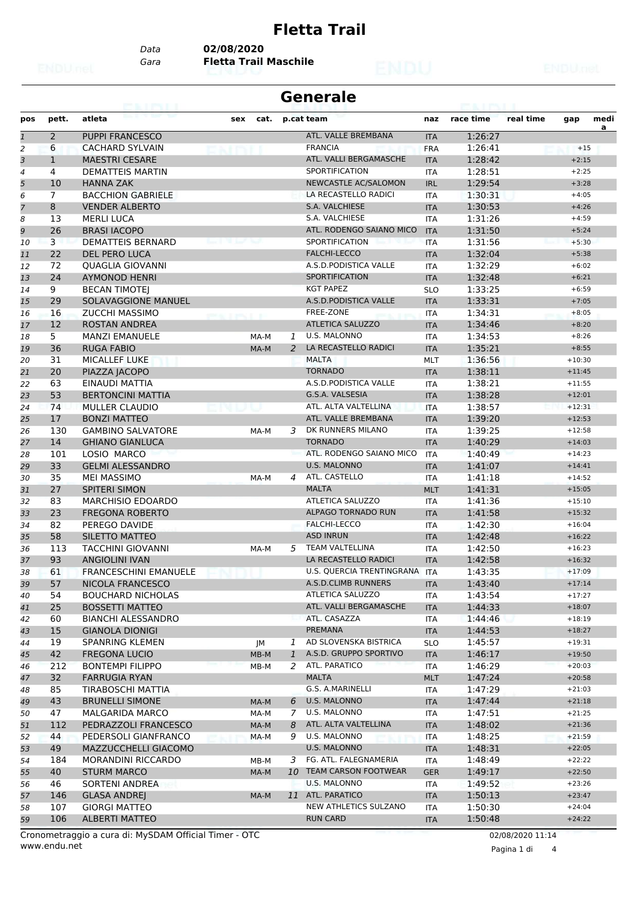# Fletta Trail

Data **02/08/2020**
Gara **Fletta Trail Maschile**

## Generale

| pos | pett. | atleta | sex | cat. | p.cat | team | naz | race time | real time | gap | medi a |
|---|---|---|---|---|---|---|---|---|---|---|---|
| 1 | 2 | PUPPI FRANCESCO | | | | ATL. VALLE BREMBANA | ITA | 1:26:27 | | | |
| 2 | 6 | CACHARD SYLVAIN | | | | FRANCIA | FRA | 1:26:41 | | +15 | |
| 3 | 1 | MAESTRI CESARE | | | | ATL. VALLI BERGAMASCHE | ITA | 1:28:42 | | +2:15 | |
| 4 | 4 | DEMATTEIS MARTIN | | | | SPORTIFICATION | ITA | 1:28:51 | | +2:25 | |
| 5 | 10 | HANNA ZAK | | | | NEWCASTLE AC/SALOMON | IRL | 1:29:54 | | +3:28 | |
| 6 | 7 | BACCHION GABRIELE | | | | LA RECASTELLO RADICI | ITA | 1:30:31 | | +4:05 | |
| 7 | 8 | VENDER ALBERTO | | | | S.A. VALCHIESE | ITA | 1:30:53 | | +4:26 | |
| 8 | 13 | MERLI LUCA | | | | S.A. VALCHIESE | ITA | 1:31:26 | | +4:59 | |
| 9 | 26 | BRASI IACOPO | | | | ATL. RODENGO SAIANO MICO | ITA | 1:31:50 | | +5:24 | |
| 10 | 3 | DEMATTEIS BERNARD | | | | SPORTIFICATION | ITA | 1:31:56 | | +5:30 | |
| 11 | 22 | DEL PERO LUCA | | | | FALCHI-LECCO | ITA | 1:32:04 | | +5:38 | |
| 12 | 72 | QUAGLIA GIOVANNI | | | | A.S.D.PODISTICA VALLE | ITA | 1:32:29 | | +6:02 | |
| 13 | 24 | AYMONOD HENRI | | | | SPORTIFICATION | ITA | 1:32:48 | | +6:21 | |
| 14 | 9 | BECAN TIMOTEJ | | | | KGT PAPEZ | SLO | 1:33:25 | | +6:59 | |
| 15 | 29 | SOLAVAGGIONE MANUEL | | | | A.S.D.PODISTICA VALLE | ITA | 1:33:31 | | +7:05 | |
| 16 | 16 | ZUCCHI MASSIMO | | | | FREE-ZONE | ITA | 1:34:31 | | +8:05 | |
| 17 | 12 | ROSTAN ANDREA | | | | ATLETICA SALUZZO | ITA | 1:34:46 | | +8:20 | |
| 18 | 5 | MANZI EMANUELE | | MA-M | 1 | U.S. MALONNO | ITA | 1:34:53 | | +8:26 | |
| 19 | 36 | RUGA FABIO | | MA-M | 2 | LA RECASTELLO RADICI | ITA | 1:35:21 | | +8:55 | |
| 20 | 31 | MICALLEF LUKE | | | | MALTA | MLT | 1:36:56 | | +10:30 | |
| 21 | 20 | PIAZZA JACOPO | | | | TORNADO | ITA | 1:38:11 | | +11:45 | |
| 22 | 63 | EINAUDI MATTIA | | | | A.S.D.PODISTICA VALLE | ITA | 1:38:21 | | +11:55 | |
| 23 | 53 | BERTONCINI MATTIA | | | | G.S.A. VALSESIA | ITA | 1:38:28 | | +12:01 | |
| 24 | 74 | MULLER CLAUDIO | | | | ATL. ALTA VALTELLINA | ITA | 1:38:57 | | +12:31 | |
| 25 | 17 | BONZI MATTEO | | | | ATL. VALLE BREMBANA | ITA | 1:39:20 | | +12:53 | |
| 26 | 130 | GAMBINO SALVATORE | | MA-M | 3 | DK RUNNERS MILANO | ITA | 1:39:25 | | +12:58 | |
| 27 | 14 | GHIANO GIANLUCA | | | | TORNADO | ITA | 1:40:29 | | +14:03 | |
| 28 | 101 | LOSIO MARCO | | | | ATL. RODENGO SAIANO MICO | ITA | 1:40:49 | | +14:23 | |
| 29 | 33 | GELMI ALESSANDRO | | | | U.S. MALONNO | ITA | 1:41:07 | | +14:41 | |
| 30 | 35 | MEI MASSIMO | | MA-M | 4 | ATL. CASTELLO | ITA | 1:41:18 | | +14:52 | |
| 31 | 27 | SPITERI SIMON | | | | MALTA | MLT | 1:41:31 | | +15:05 | |
| 32 | 83 | MARCHISIO EDOARDO | | | | ATLETICA SALUZZO | ITA | 1:41:36 | | +15:10 | |
| 33 | 23 | FREGONA ROBERTO | | | | ALPAGO TORNADO RUN | ITA | 1:41:58 | | +15:32 | |
| 34 | 82 | PEREGO DAVIDE | | | | FALCHI-LECCO | ITA | 1:42:30 | | +16:04 | |
| 35 | 58 | SILETTO MATTEO | | | | ASD INRUN | ITA | 1:42:48 | | +16:22 | |
| 36 | 113 | TACCHINI GIOVANNI | | MA-M | 5 | TEAM VALTELLINA | ITA | 1:42:50 | | +16:23 | |
| 37 | 93 | ANGIOLINI IVAN | | | | LA RECASTELLO RADICI | ITA | 1:42:58 | | +16:32 | |
| 38 | 61 | FRANCESCHINI EMANUELE | | | | U.S. QUERCIA TRENTINGRANA | ITA | 1:43:35 | | +17:09 | |
| 39 | 57 | NICOLA FRANCESCO | | | | A.S.D.CLIMB RUNNERS | ITA | 1:43:40 | | +17:14 | |
| 40 | 54 | BOUCHARD NICHOLAS | | | | ATLETICA SALUZZO | ITA | 1:43:54 | | +17:27 | |
| 41 | 25 | BOSSETTI MATTEO | | | | ATL. VALLI BERGAMASCHE | ITA | 1:44:33 | | +18:07 | |
| 42 | 60 | BIANCHI ALESSANDRO | | | | ATL. CASAZZA | ITA | 1:44:46 | | +18:19 | |
| 43 | 15 | GIANOLA DIONIGI | | | | PREMANA | ITA | 1:44:53 | | +18:27 | |
| 44 | 19 | SPANRING KLEMEN | | JM | 1 | AD SLOVENSKA BISTRICA | SLO | 1:45:57 | | +19:31 | |
| 45 | 42 | FREGONA LUCIO | | MB-M | 1 | A.S.D. GRUPPO SPORTIVO | ITA | 1:46:17 | | +19:50 | |
| 46 | 212 | BONTEMPI FILIPPO | | MB-M | 2 | ATL. PARATICO | ITA | 1:46:29 | | +20:03 | |
| 47 | 32 | FARRUGIA RYAN | | | | MALTA | MLT | 1:47:24 | | +20:58 | |
| 48 | 85 | TIRABOSCHI MATTIA | | | | G.S. A.MARINELLI | ITA | 1:47:29 | | +21:03 | |
| 49 | 43 | BRUNELLI SIMONE | | MA-M | 6 | U.S. MALONNO | ITA | 1:47:44 | | +21:18 | |
| 50 | 47 | MALGARIDA MARCO | | MA-M | 7 | U.S. MALONNO | ITA | 1:47:51 | | +21:25 | |
| 51 | 112 | PEDRAZZOLI FRANCESCO | | MA-M | 8 | ATL. ALTA VALTELLINA | ITA | 1:48:02 | | +21:36 | |
| 52 | 44 | PEDERSOLI GIANFRANCO | | MA-M | 9 | U.S. MALONNO | ITA | 1:48:25 | | +21:59 | |
| 53 | 49 | MAZZUCCHELLI GIACOMO | | | | U.S. MALONNO | ITA | 1:48:31 | | +22:05 | |
| 54 | 184 | MORANDINI RICCARDO | | MB-M | 3 | FG. ATL. FALEGNAMERIA | ITA | 1:48:49 | | +22:22 | |
| 55 | 40 | STURM MARCO | | MA-M | 10 | TEAM CARSON FOOTWEAR | GER | 1:49:17 | | +22:50 | |
| 56 | 46 | SORTENI ANDREA | | | | U.S. MALONNO | ITA | 1:49:52 | | +23:26 | |
| 57 | 146 | GLASA ANDREJ | | MA-M | 11 | ATL. PARATICO | ITA | 1:50:13 | | +23:47 | |
| 58 | 107 | GIORGI MATTEO | | | | NEW ATHLETICS SULZANO | ITA | 1:50:30 | | +24:04 | |
| 59 | 106 | ALBERTI MATTEO | | | | RUN CARD | ITA | 1:50:48 | | +24:22 | |

Cronometraggio a cura di: MySDAM Official Timer - OTC
www.endu.net

02/08/2020 11:14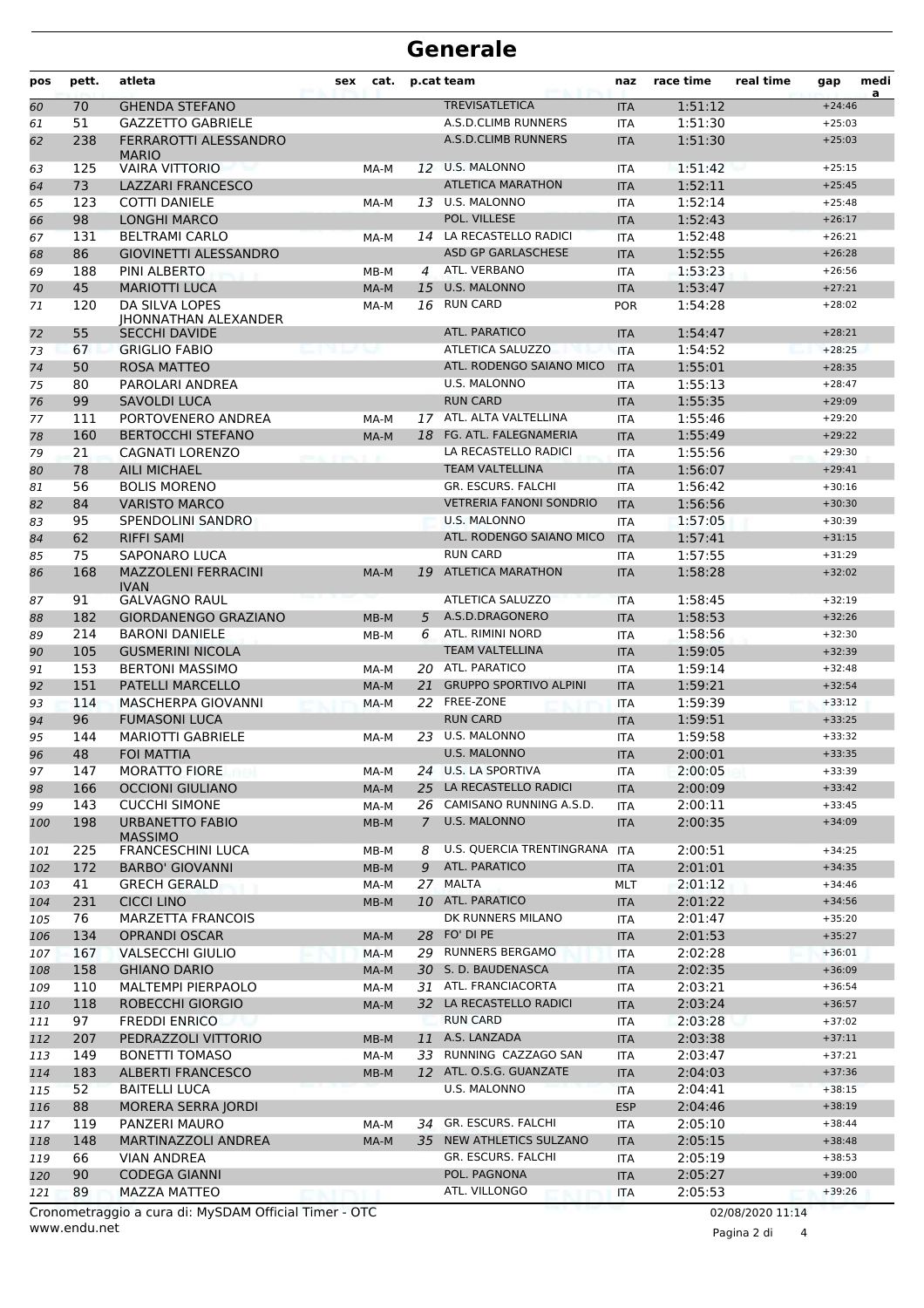# Generale

| pos | pett. | atleta | sex | cat. | p.cat | team | naz | race time | real time | gap | media |
|---|---|---|---|---|---|---|---|---|---|---|---|
| 60 | 70 | GHENDA STEFANO | | | | TREVISATLETICA | ITA | 1:51:12 | | +24:46 | |
| 61 | 51 | GAZZETTO GABRIELE | | | | A.S.D.CLIMB RUNNERS | ITA | 1:51:30 | | +25:03 | |
| 62 | 238 | FERRAROTTI ALESSANDRO MARIO | | | | A.S.D.CLIMB RUNNERS | ITA | 1:51:30 | | +25:03 | |
| 63 | 125 | VAIRA VITTORIO | | MA-M | 12 | U.S. MALONNO | ITA | 1:51:42 | | +25:15 | |
| 64 | 73 | LAZZARI FRANCESCO | | | | ATLETICA MARATHON | ITA | 1:52:11 | | +25:45 | |
| 65 | 123 | COTTI DANIELE | | MA-M | 13 | U.S. MALONNO | ITA | 1:52:14 | | +25:48 | |
| 66 | 98 | LONGHI MARCO | | | | POL. VILLESE | ITA | 1:52:43 | | +26:17 | |
| 67 | 131 | BELTRAMI CARLO | | MA-M | 14 | LA RECASTELLO RADICI | ITA | 1:52:48 | | +26:21 | |
| 68 | 86 | GIOVINETTI ALESSANDRO | | | | ASD GP GARLASCHESE | ITA | 1:52:55 | | +26:28 | |
| 69 | 188 | PINI ALBERTO | | MB-M | 4 | ATL. VERBANO | ITA | 1:53:23 | | +26:56 | |
| 70 | 45 | MARIOTTI LUCA | | MA-M | 15 | U.S. MALONNO | ITA | 1:53:47 | | +27:21 | |
| 71 | 120 | DA SILVA LOPES JHONNATHAN ALEXANDER | | MA-M | 16 | RUN CARD | POR | 1:54:28 | | +28:02 | |
| 72 | 55 | SECCHI DAVIDE | | | | ATL. PARATICO | ITA | 1:54:47 | | +28:21 | |
| 73 | 67 | GRIGLIO FABIO | | | | ATLETICA SALUZZO | ITA | 1:54:52 | | +28:25 | |
| 74 | 50 | ROSA MATTEO | | | | ATL. RODENGO SAIANO MICO | ITA | 1:55:01 | | +28:35 | |
| 75 | 80 | PAROLARI ANDREA | | | | U.S. MALONNO | ITA | 1:55:13 | | +28:47 | |
| 76 | 99 | SAVOLDI LUCA | | | | RUN CARD | ITA | 1:55:35 | | +29:09 | |
| 77 | 111 | PORTOVENERO ANDREA | | MA-M | 17 | ATL. ALTA VALTELLINA | ITA | 1:55:46 | | +29:20 | |
| 78 | 160 | BERTOCCHI STEFANO | | MA-M | 18 | FG. ATL. FALEGNAMERIA | ITA | 1:55:49 | | +29:22 | |
| 79 | 21 | CAGNATI LORENZO | | | | LA RECASTELLO RADICI | ITA | 1:55:56 | | +29:30 | |
| 80 | 78 | AILI MICHAEL | | | | TEAM VALTELLINA | ITA | 1:56:07 | | +29:41 | |
| 81 | 56 | BOLIS MORENO | | | | GR. ESCURS. FALCHI | ITA | 1:56:42 | | +30:16 | |
| 82 | 84 | VARISTO MARCO | | | | VETRERIA FANONI SONDRIO | ITA | 1:56:56 | | +30:30 | |
| 83 | 95 | SPENDOLINI SANDRO | | | | U.S. MALONNO | ITA | 1:57:05 | | +30:39 | |
| 84 | 62 | RIFFI SAMI | | | | ATL. RODENGO SAIANO MICO | ITA | 1:57:41 | | +31:15 | |
| 85 | 75 | SAPONARO LUCA | | | | RUN CARD | ITA | 1:57:55 | | +31:29 | |
| 86 | 168 | MAZZOLENI FERRACINI IVAN | | MA-M | 19 | ATLETICA MARATHON | ITA | 1:58:28 | | +32:02 | |
| 87 | 91 | GALVAGNO RAUL | | | | ATLETICA SALUZZO | ITA | 1:58:45 | | +32:19 | |
| 88 | 182 | GIORDANENGO GRAZIANO | | MB-M | 5 | A.S.D.DRAGONERO | ITA | 1:58:53 | | +32:26 | |
| 89 | 214 | BARONI DANIELE | | MB-M | 6 | ATL. RIMINI NORD | ITA | 1:58:56 | | +32:30 | |
| 90 | 105 | GUSMERINI NICOLA | | | | TEAM VALTELLINA | ITA | 1:59:05 | | +32:39 | |
| 91 | 153 | BERTONI MASSIMO | | MA-M | 20 | ATL. PARATICO | ITA | 1:59:14 | | +32:48 | |
| 92 | 151 | PATELLI MARCELLO | | MA-M | 21 | GRUPPO SPORTIVO ALPINI | ITA | 1:59:21 | | +32:54 | |
| 93 | 114 | MASCHERPA GIOVANNI | | MA-M | 22 | FREE-ZONE | ITA | 1:59:39 | | +33:12 | |
| 94 | 96 | FUMASONI LUCA | | | | RUN CARD | ITA | 1:59:51 | | +33:25 | |
| 95 | 144 | MARIOTTI GABRIELE | | MA-M | 23 | U.S. MALONNO | ITA | 1:59:58 | | +33:32 | |
| 96 | 48 | FOI MATTIA | | | | U.S. MALONNO | ITA | 2:00:01 | | +33:35 | |
| 97 | 147 | MORATTO FIORE | | MA-M | 24 | U.S. LA SPORTIVA | ITA | 2:00:05 | | +33:39 | |
| 98 | 166 | OCCIONI GIULIANO | | MA-M | 25 | LA RECASTELLO RADICI | ITA | 2:00:09 | | +33:42 | |
| 99 | 143 | CUCCHI SIMONE | | MA-M | 26 | CAMISANO RUNNING A.S.D. | ITA | 2:00:11 | | +33:45 | |
| 100 | 198 | URBANETTO FABIO MASSIMO | | MB-M | 7 | U.S. MALONNO | ITA | 2:00:35 | | +34:09 | |
| 101 | 225 | FRANCESCHINI LUCA | | MB-M | 8 | U.S. QUERCIA TRENTINGRANA | ITA | 2:00:51 | | +34:25 | |
| 102 | 172 | BARBO' GIOVANNI | | MB-M | 9 | ATL. PARATICO | ITA | 2:01:01 | | +34:35 | |
| 103 | 41 | GRECH GERALD | | MA-M | 27 | MALTA | MLT | 2:01:12 | | +34:46 | |
| 104 | 231 | CICCI LINO | | MB-M | 10 | ATL. PARATICO | ITA | 2:01:22 | | +34:56 | |
| 105 | 76 | MARZETTA FRANCOIS | | | | DK RUNNERS MILANO | ITA | 2:01:47 | | +35:20 | |
| 106 | 134 | OPRANDI OSCAR | | MA-M | 28 | FO' DI PE | ITA | 2:01:53 | | +35:27 | |
| 107 | 167 | VALSECCHI GIULIO | | MA-M | 29 | RUNNERS BERGAMO | ITA | 2:02:28 | | +36:01 | |
| 108 | 158 | GHIANO DARIO | | MA-M | 30 | S. D. BAUDENASCA | ITA | 2:02:35 | | +36:09 | |
| 109 | 110 | MALTEMPI PIERPAOLO | | MA-M | 31 | ATL. FRANCIACORTA | ITA | 2:03:21 | | +36:54 | |
| 110 | 118 | ROBECCHI GIORGIO | | MA-M | 32 | LA RECASTELLO RADICI | ITA | 2:03:24 | | +36:57 | |
| 111 | 97 | FREDDI ENRICO | | | | RUN CARD | ITA | 2:03:28 | | +37:02 | |
| 112 | 207 | PEDRAZZOLI VITTORIO | | MB-M | 11 | A.S. LANZADA | ITA | 2:03:38 | | +37:11 | |
| 113 | 149 | BONETTI TOMASO | | MA-M | 33 | RUNNING CAZZAGO SAN | ITA | 2:03:47 | | +37:21 | |
| 114 | 183 | ALBERTI FRANCESCO | | MB-M | 12 | ATL. O.S.G. GUANZATE | ITA | 2:04:03 | | +37:36 | |
| 115 | 52 | BAITELLI LUCA | | | | U.S. MALONNO | ITA | 2:04:41 | | +38:15 | |
| 116 | 88 | MORERA SERRA JORDI | | | | | ESP | 2:04:46 | | +38:19 | |
| 117 | 119 | PANZERI MAURO | | MA-M | 34 | GR. ESCURS. FALCHI | ITA | 2:05:10 | | +38:44 | |
| 118 | 148 | MARTINAZZOLI ANDREA | | MA-M | 35 | NEW ATHLETICS SULZANO | ITA | 2:05:15 | | +38:48 | |
| 119 | 66 | VIAN ANDREA | | | | GR. ESCURS. FALCHI | ITA | 2:05:19 | | +38:53 | |
| 120 | 90 | CODEGA GIANNI | | | | POL. PAGNONA | ITA | 2:05:27 | | +39:00 | |
| 121 | 89 | MAZZA MATTEO | | | | ATL. VILLONGO | ITA | 2:05:53 | | +39:26 | |

Cronometraggio a cura di: MySDAM Official Timer - OTC

www.endu.net

02/08/2020 11:14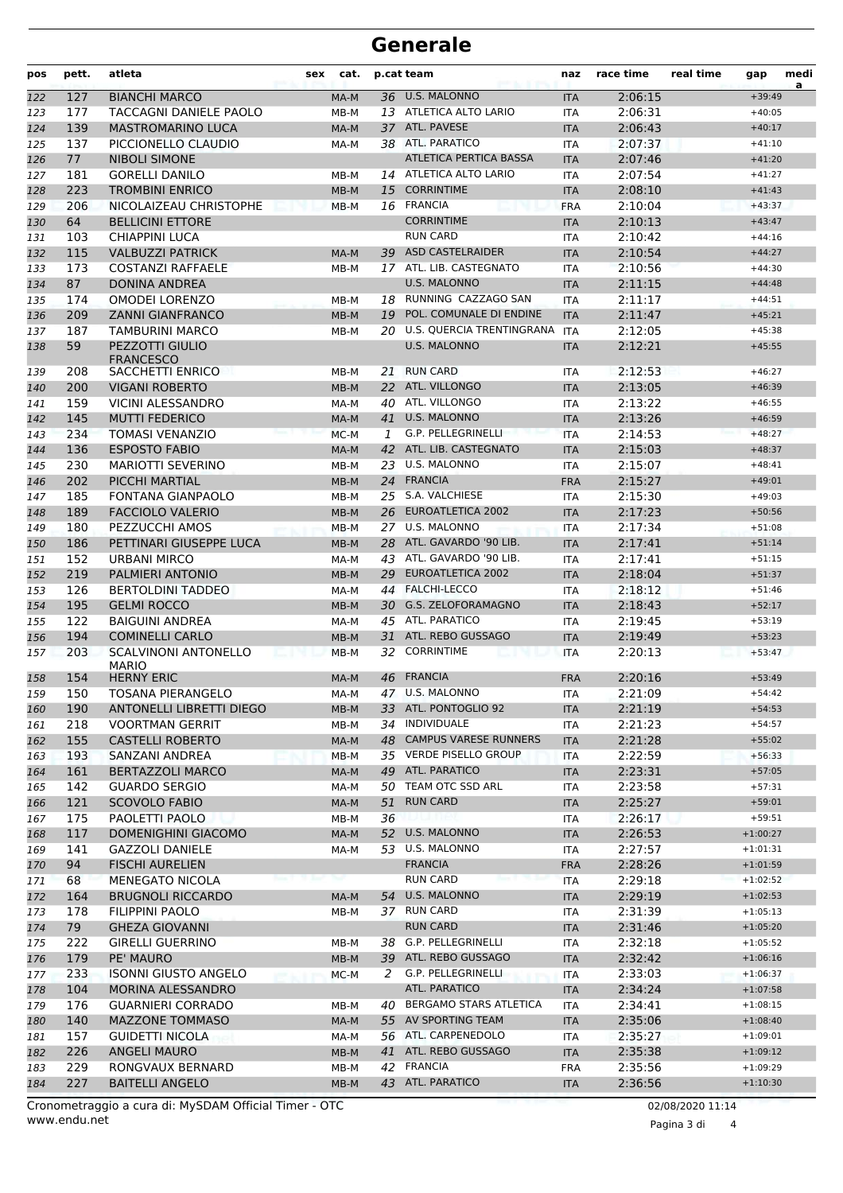# Generale

| pos | pett. | atleta | sex | cat. | p.cat | team | naz | race time | real time | gap | media |
|---|---|---|---|---|---|---|---|---|---|---|---|
| 122 | 127 | BIANCHI MARCO | | MA-M | 36 | U.S. MALONNO | ITA | 2:06:15 | | +39:49 | |
| 123 | 177 | TACCAGNI DANIELE PAOLO | | MB-M | 13 | ATLETICA ALTO LARIO | ITA | 2:06:31 | | +40:05 | |
| 124 | 139 | MASTROMARINO LUCA | | MA-M | 37 | ATL. PAVESE | ITA | 2:06:43 | | +40:17 | |
| 125 | 137 | PICCIONELLO CLAUDIO | | MA-M | 38 | ATL. PARATICO | ITA | 2:07:37 | | +41:10 | |
| 126 | 77 | NIBOLI SIMONE | | | | ATLETICA PERTICA BASSA | ITA | 2:07:46 | | +41:20 | |
| 127 | 181 | GORELLI DANILO | | MB-M | 14 | ATLETICA ALTO LARIO | ITA | 2:07:54 | | +41:27 | |
| 128 | 223 | TROMBINI ENRICO | | MB-M | 15 | CORRINTIME | ITA | 2:08:10 | | +41:43 | |
| 129 | 206 | NICOLAIZEAU CHRISTOPHE | | MB-M | 16 | FRANCIA | FRA | 2:10:04 | | +43:37 | |
| 130 | 64 | BELLICINI ETTORE | | | | CORRINTIME | ITA | 2:10:13 | | +43:47 | |
| 131 | 103 | CHIAPPINI LUCA | | | | RUN CARD | ITA | 2:10:42 | | +44:16 | |
| 132 | 115 | VALBUZZI PATRICK | | MA-M | 39 | ASD CASTELRAIDER | ITA | 2:10:54 | | +44:27 | |
| 133 | 173 | COSTANZI RAFFAELE | | MB-M | 17 | ATL. LIB. CASTEGNATO | ITA | 2:10:56 | | +44:30 | |
| 134 | 87 | DONINA ANDREA | | | | U.S. MALONNO | ITA | 2:11:15 | | +44:48 | |
| 135 | 174 | OMODEI LORENZO | | MB-M | 18 | RUNNING CAZZAGO SAN | ITA | 2:11:17 | | +44:51 | |
| 136 | 209 | ZANNI GIANFRANCO | | MB-M | 19 | POL. COMUNALE DI ENDINE | ITA | 2:11:47 | | +45:21 | |
| 137 | 187 | TAMBURINI MARCO | | MB-M | 20 | U.S. QUERCIA TRENTINGRANA | ITA | 2:12:05 | | +45:38 | |
| 138 | 59 | PEZZOTTI GIULIO FRANCESCO | | | | U.S. MALONNO | ITA | 2:12:21 | | +45:55 | |
| 139 | 208 | SACCHETTI ENRICO | | MB-M | 21 | RUN CARD | ITA | 2:12:53 | | +46:27 | |
| 140 | 200 | VIGANI ROBERTO | | MB-M | 22 | ATL. VILLONGO | ITA | 2:13:05 | | +46:39 | |
| 141 | 159 | VICINI ALESSANDRO | | MA-M | 40 | ATL. VILLONGO | ITA | 2:13:22 | | +46:55 | |
| 142 | 145 | MUTTI FEDERICO | | MA-M | 41 | U.S. MALONNO | ITA | 2:13:26 | | +46:59 | |
| 143 | 234 | TOMASI VENANZIO | | MC-M | 1 | G.P. PELLEGRINELLI | ITA | 2:14:53 | | +48:27 | |
| 144 | 136 | ESPOSTO FABIO | | MA-M | 42 | ATL. LIB. CASTEGNATO | ITA | 2:15:03 | | +48:37 | |
| 145 | 230 | MARIOTTI SEVERINO | | MB-M | 23 | U.S. MALONNO | ITA | 2:15:07 | | +48:41 | |
| 146 | 202 | PICCHI MARTIAL | | MB-M | 24 | FRANCIA | FRA | 2:15:27 | | +49:01 | |
| 147 | 185 | FONTANA GIANPAOLO | | MB-M | 25 | S.A. VALCHIESE | ITA | 2:15:30 | | +49:03 | |
| 148 | 189 | FACCIOLO VALERIO | | MB-M | 26 | EUROATLETICA 2002 | ITA | 2:17:23 | | +50:56 | |
| 149 | 180 | PEZZUCCHI AMOS | | MB-M | 27 | U.S. MALONNO | ITA | 2:17:34 | | +51:08 | |
| 150 | 186 | PETTINARI GIUSEPPE LUCA | | MB-M | 28 | ATL. GAVARDO '90 LIB. | ITA | 2:17:41 | | +51:14 | |
| 151 | 152 | URBANI MIRCO | | MA-M | 43 | ATL. GAVARDO '90 LIB. | ITA | 2:17:41 | | +51:15 | |
| 152 | 219 | PALMIERI ANTONIO | | MB-M | 29 | EUROATLETICA 2002 | ITA | 2:18:04 | | +51:37 | |
| 153 | 126 | BERTOLDINI TADDEO | | MA-M | 44 | FALCHI-LECCO | ITA | 2:18:12 | | +51:46 | |
| 154 | 195 | GELMI ROCCO | | MB-M | 30 | G.S. ZELOFORAMAGNO | ITA | 2:18:43 | | +52:17 | |
| 155 | 122 | BAIGUINI ANDREA | | MA-M | 45 | ATL. PARATICO | ITA | 2:19:45 | | +53:19 | |
| 156 | 194 | COMINELLI CARLO | | MB-M | 31 | ATL. REBO GUSSAGO | ITA | 2:19:49 | | +53:23 | |
| 157 | 203 | SCALVINONI ANTONELLO MARIO | | MB-M | 32 | CORRINTIME | ITA | 2:20:13 | | +53:47 | |
| 158 | 154 | HERNY ERIC | | MA-M | 46 | FRANCIA | FRA | 2:20:16 | | +53:49 | |
| 159 | 150 | TOSANA PIERANGELO | | MA-M | 47 | U.S. MALONNO | ITA | 2:21:09 | | +54:42 | |
| 160 | 190 | ANTONELLI LIBRETTI DIEGO | | MB-M | 33 | ATL. PONTOGLIO 92 | ITA | 2:21:19 | | +54:53 | |
| 161 | 218 | VOORTMAN GERRIT | | MB-M | 34 | INDIVIDUALE | ITA | 2:21:23 | | +54:57 | |
| 162 | 155 | CASTELLI ROBERTO | | MA-M | 48 | CAMPUS VARESE RUNNERS | ITA | 2:21:28 | | +55:02 | |
| 163 | 193 | SANZANI ANDREA | | MB-M | 35 | VERDE PISELLO GROUP | ITA | 2:22:59 | | +56:33 | |
| 164 | 161 | BERTAZZOLI MARCO | | MA-M | 49 | ATL. PARATICO | ITA | 2:23:31 | | +57:05 | |
| 165 | 142 | GUARDO SERGIO | | MA-M | 50 | TEAM OTC SSD ARL | ITA | 2:23:58 | | +57:31 | |
| 166 | 121 | SCOVOLO FABIO | | MA-M | 51 | RUN CARD | ITA | 2:25:27 | | +59:01 | |
| 167 | 175 | PAOLETTI PAOLO | | MB-M | 36 | | ITA | 2:26:17 | | +59:51 | |
| 168 | 117 | DOMENIGHINI GIACOMO | | MA-M | 52 | U.S. MALONNO | ITA | 2:26:53 | | +1:00:27 | |
| 169 | 141 | GAZZOLI DANIELE | | MA-M | 53 | U.S. MALONNO | ITA | 2:27:57 | | +1:01:31 | |
| 170 | 94 | FISCHI AURELIEN | | | | FRANCIA | FRA | 2:28:26 | | +1:01:59 | |
| 171 | 68 | MENEGATO NICOLA | | | | RUN CARD | ITA | 2:29:18 | | +1:02:52 | |
| 172 | 164 | BRUGNOLI RICCARDO | | MA-M | 54 | U.S. MALONNO | ITA | 2:29:19 | | +1:02:53 | |
| 173 | 178 | FILIPPINI PAOLO | | MB-M | 37 | RUN CARD | ITA | 2:31:39 | | +1:05:13 | |
| 174 | 79 | GHEZA GIOVANNI | | | | RUN CARD | ITA | 2:31:46 | | +1:05:20 | |
| 175 | 222 | GIRELLI GUERRINO | | MB-M | 38 | G.P. PELLEGRINELLI | ITA | 2:32:18 | | +1:05:52 | |
| 176 | 179 | PE' MAURO | | MB-M | 39 | ATL. REBO GUSSAGO | ITA | 2:32:42 | | +1:06:16 | |
| 177 | 233 | ISONNI GIUSTO ANGELO | | MC-M | 2 | G.P. PELLEGRINELLI | ITA | 2:33:03 | | +1:06:37 | |
| 178 | 104 | MORINA ALESSANDRO | | | | ATL. PARATICO | ITA | 2:34:24 | | +1:07:58 | |
| 179 | 176 | GUARNIERI CORRADO | | MB-M | 40 | BERGAMO STARS ATLETICA | ITA | 2:34:41 | | +1:08:15 | |
| 180 | 140 | MAZZONE TOMMASO | | MA-M | 55 | AV SPORTING TEAM | ITA | 2:35:06 | | +1:08:40 | |
| 181 | 157 | GUIDETTI NICOLA | | MA-M | 56 | ATL. CARPENEDOLO | ITA | 2:35:27 | | +1:09:01 | |
| 182 | 226 | ANGELI MAURO | | MB-M | 41 | ATL. REBO GUSSAGO | ITA | 2:35:38 | | +1:09:12 | |
| 183 | 229 | RONGVAUX BERNARD | | MB-M | 42 | FRANCIA | FRA | 2:35:56 | | +1:09:29 | |
| 184 | 227 | BAITELLI ANGELO | | MB-M | 43 | ATL. PARATICO | ITA | 2:36:56 | | +1:10:30 | |

Cronometraggio a cura di: MySDAM Official Timer - OTC
www.endu.net

02/08/2020 11:14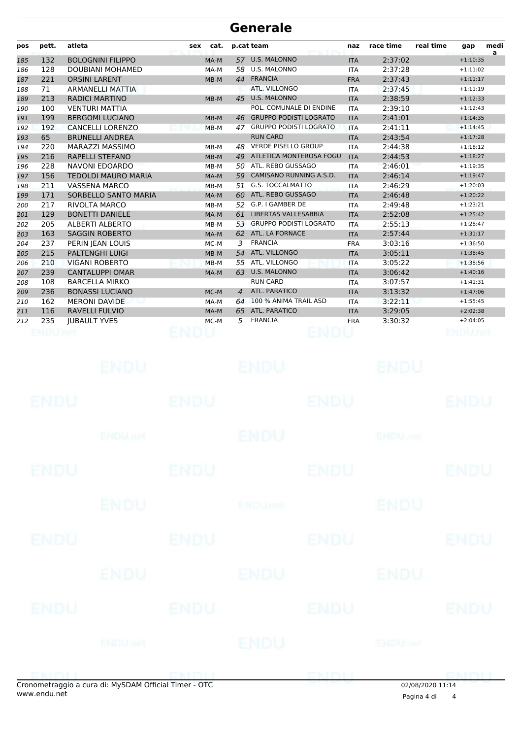## Generale

| pos | pett. | atleta | sex | cat. | p.cat | team | naz | race time | real time | gap | media |
|---|---|---|---|---|---|---|---|---|---|---|---|
| 185 | 132 | BOLOGNINI FILIPPO | | MA-M | 57 | U.S. MALONNO | ITA | 2:37:02 | | +1:10:35 | |
| 186 | 128 | DOUBIANI MOHAMED | | MA-M | 58 | U.S. MALONNO | ITA | 2:37:28 | | +1:11:02 | |
| 187 | 221 | ORSINI LARENT | | MB-M | 44 | FRANCIA | FRA | 2:37:43 | | +1:11:17 | |
| 188 | 71 | ARMANELLI MATTIA | | | | ATL. VILLONGO | ITA | 2:37:45 | | +1:11:19 | |
| 189 | 213 | RADICI MARTINO | | MB-M | 45 | U.S. MALONNO | ITA | 2:38:59 | | +1:12:33 | |
| 190 | 100 | VENTURI MATTIA | | | | POL. COMUNALE DI ENDINE | ITA | 2:39:10 | | +1:12:43 | |
| 191 | 199 | BERGOMI LUCIANO | | MB-M | 46 | GRUPPO PODISTI LOGRATO | ITA | 2:41:01 | | +1:14:35 | |
| 192 | 192 | CANCELLI LORENZO | | MB-M | 47 | GRUPPO PODISTI LOGRATO | ITA | 2:41:11 | | +1:14:45 | |
| 193 | 65 | BRUNELLI ANDREA | | | | RUN CARD | ITA | 2:43:54 | | +1:17:28 | |
| 194 | 220 | MARAZZI MASSIMO | | MB-M | 48 | VERDE PISELLO GROUP | ITA | 2:44:38 | | +1:18:12 | |
| 195 | 216 | RAPELLI STEFANO | | MB-M | 49 | ATLETICA MONTEROSA FOGU | ITA | 2:44:53 | | +1:18:27 | |
| 196 | 228 | NAVONI EDOARDO | | MB-M | 50 | ATL. REBO GUSSAGO | ITA | 2:46:01 | | +1:19:35 | |
| 197 | 156 | TEDOLDI MAURO MARIA | | MA-M | 59 | CAMISANO RUNNING A.S.D. | ITA | 2:46:14 | | +1:19:47 | |
| 198 | 211 | VASSENA MARCO | | MB-M | 51 | G.S. TOCCALMATTO | ITA | 2:46:29 | | +1:20:03 | |
| 199 | 171 | SORBELLO SANTO MARIA | | MA-M | 60 | ATL. REBO GUSSAGO | ITA | 2:46:48 | | +1:20:22 | |
| 200 | 217 | RIVOLTA MARCO | | MB-M | 52 | G.P. I GAMBER DE | ITA | 2:49:48 | | +1:23:21 | |
| 201 | 129 | BONETTI DANIELE | | MA-M | 61 | LIBERTAS VALLESABBIA | ITA | 2:52:08 | | +1:25:42 | |
| 202 | 205 | ALBERTI ALBERTO | | MB-M | 53 | GRUPPO PODISTI LOGRATO | ITA | 2:55:13 | | +1:28:47 | |
| 203 | 163 | SAGGIN ROBERTO | | MA-M | 62 | ATL. LA FORNACE | ITA | 2:57:44 | | +1:31:17 | |
| 204 | 237 | PERIN JEAN LOUIS | | MC-M | 3 | FRANCIA | FRA | 3:03:16 | | +1:36:50 | |
| 205 | 215 | PALTENGHI LUIGI | | MB-M | 54 | ATL. VILLONGO | ITA | 3:05:11 | | +1:38:45 | |
| 206 | 210 | VIGANI ROBERTO | | MB-M | 55 | ATL. VILLONGO | ITA | 3:05:22 | | +1:38:56 | |
| 207 | 239 | CANTALUPPI OMAR | | MA-M | 63 | U.S. MALONNO | ITA | 3:06:42 | | +1:40:16 | |
| 208 | 108 | BARCELLA MIRKO | | | | RUN CARD | ITA | 3:07:57 | | +1:41:31 | |
| 209 | 236 | BONASSI LUCIANO | | MC-M | 4 | ATL. PARATICO | ITA | 3:13:32 | | +1:47:06 | |
| 210 | 162 | MERONI DAVIDE | | MA-M | 64 | 100 % ANIMA TRAIL ASD | ITA | 3:22:11 | | +1:55:45 | |
| 211 | 116 | RAVELLI FULVIO | | MA-M | 65 | ATL. PARATICO | ITA | 3:29:05 | | +2:02:38 | |
| 212 | 235 | JUBAULT YVES | | MC-M | 5 | FRANCIA | FRA | 3:30:32 | | +2:04:05 | |

Cronometraggio a cura di: MySDAM Official Timer - OTC
www.endu.net

02/08/2020 11:14